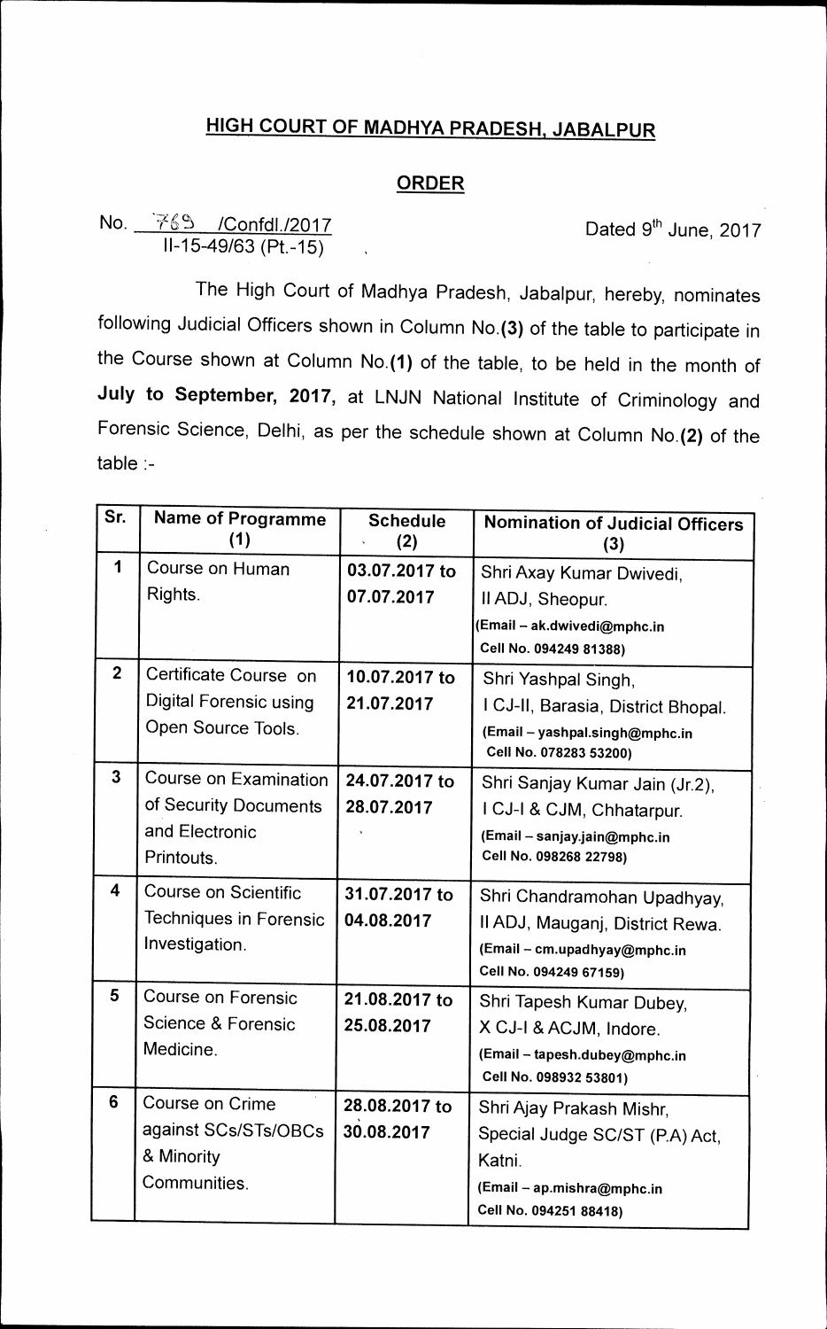## HIGH COURT OF MADHYA PRADESH, JABALPUR

## ORDER

No. 769 /Confdl./2017
II-15-49/63 (Pt.-15)

Dated 9th June, 2017

The High Court of Madhya Pradesh, Jabalpur, hereby, nominates following Judicial Officers shown in Column No.**(3)** of the table to participate in the Course shown at Column No.**(1)** of the table, to be held in the month of **July to September, 2017**, at LNJN National Institute of Criminology and Forensic Science, Delhi, as per the schedule shown at Column No.**(2)** of the table :-

| Sr. | Name of Programme (1) | Schedule (2) | Nomination of Judicial Officers (3) |
|---|---|---|---|
| 1 | Course on Human Rights. | 03.07.2017 to 07.07.2017 | Shri Axay Kumar Dwivedi, II ADJ, Sheopur. (Email – ak.dwivedi@mphc.in Cell No. 094249 81388) |
| 2 | Certificate Course on Digital Forensic using Open Source Tools. | 10.07.2017 to 21.07.2017 | Shri Yashpal Singh, I CJ-II, Barasia, District Bhopal. (Email – yashpal.singh@mphc.in Cell No. 078283 53200) |
| 3 | Course on Examination of Security Documents and Electronic Printouts. | 24.07.2017 to 28.07.2017 | Shri Sanjay Kumar Jain (Jr.2), I CJ-I & CJM, Chhatarpur. (Email – sanjay.jain@mphc.in Cell No. 098268 22798) |
| 4 | Course on Scientific Techniques in Forensic Investigation. | 31.07.2017 to 04.08.2017 | Shri Chandramohan Upadhyay, II ADJ, Mauganj, District Rewa. (Email – cm.upadhyay@mphc.in Cell No. 094249 67159) |
| 5 | Course on Forensic Science & Forensic Medicine. | 21.08.2017 to 25.08.2017 | Shri Tapesh Kumar Dubey, X CJ-I & ACJM, Indore. (Email – tapesh.dubey@mphc.in Cell No. 098932 53801) |
| 6 | Course on Crime against SCs/STs/OBCs & Minority Communities. | 28.08.2017 to 30.08.2017 | Shri Ajay Prakash Mishr, Special Judge SC/ST (P.A) Act, Katni. (Email – ap.mishra@mphc.in Cell No. 094251 88418) |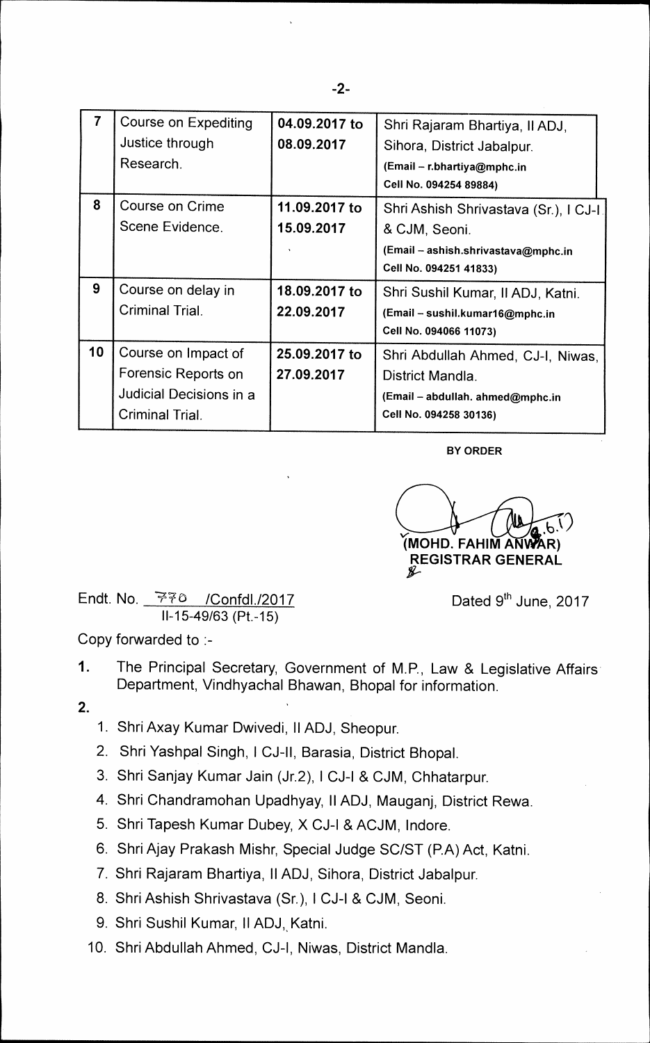| 7 | Course on Expediting Justice through Research. | 04.09.2017 to 08.09.2017 | Shri Rajaram Bhartiya, II ADJ, Sihora, District Jabalpur. (Email – r.bhartiya@mphc.in Cell No. 094254 89884) |
|---|---|---|---|
| 8 | Course on Crime Scene Evidence. | 11.09.2017 to 15.09.2017 | Shri Ashish Shrivastava (Sr.), I CJ-I & CJM, Seoni. (Email – ashish.shrivastava@mphc.in Cell No. 094251 41833) |
| 9 | Course on delay in Criminal Trial. | 18.09.2017 to 22.09.2017 | Shri Sushil Kumar, II ADJ, Katni. (Email – sushil.kumar16@mphc.in Cell No. 094066 11073) |
| 10 | Course on Impact of Forensic Reports on Judicial Decisions in a Criminal Trial. | 25.09.2017 to 27.09.2017 | Shri Abdullah Ahmed, CJ-I, Niwas, District Mandla. (Email – abdullah. ahmed@mphc.in Cell No. 094258 30136) |

BY ORDER

(MOHD. FAHIM ANWAR)
REGISTRAR GENERAL

Endt. No. 770 /Confdl./2017
II-15-49/63 (Pt.-15)

Dated 9th June, 2017

Copy forwarded to :-

1. The Principal Secretary, Government of M.P., Law & Legislative Affairs Department, Vindhyachal Bhawan, Bhopal for information.
2. 
    1. Shri Axay Kumar Dwivedi, II ADJ, Sheopur.
    2. Shri Yashpal Singh, I CJ-II, Barasia, District Bhopal.
    3. Shri Sanjay Kumar Jain (Jr.2), I CJ-I & CJM, Chhatarpur.
    4. Shri Chandramohan Upadhyay, II ADJ, Mauganj, District Rewa.
    5. Shri Tapesh Kumar Dubey, X CJ-I & ACJM, Indore.
    6. Shri Ajay Prakash Mishr, Special Judge SC/ST (P.A) Act, Katni.
    7. Shri Rajaram Bhartiya, II ADJ, Sihora, District Jabalpur.
    8. Shri Ashish Shrivastava (Sr.), I CJ-I & CJM, Seoni.
    9. Shri Sushil Kumar, II ADJ, Katni.
    10. Shri Abdullah Ahmed, CJ-I, Niwas, District Mandla.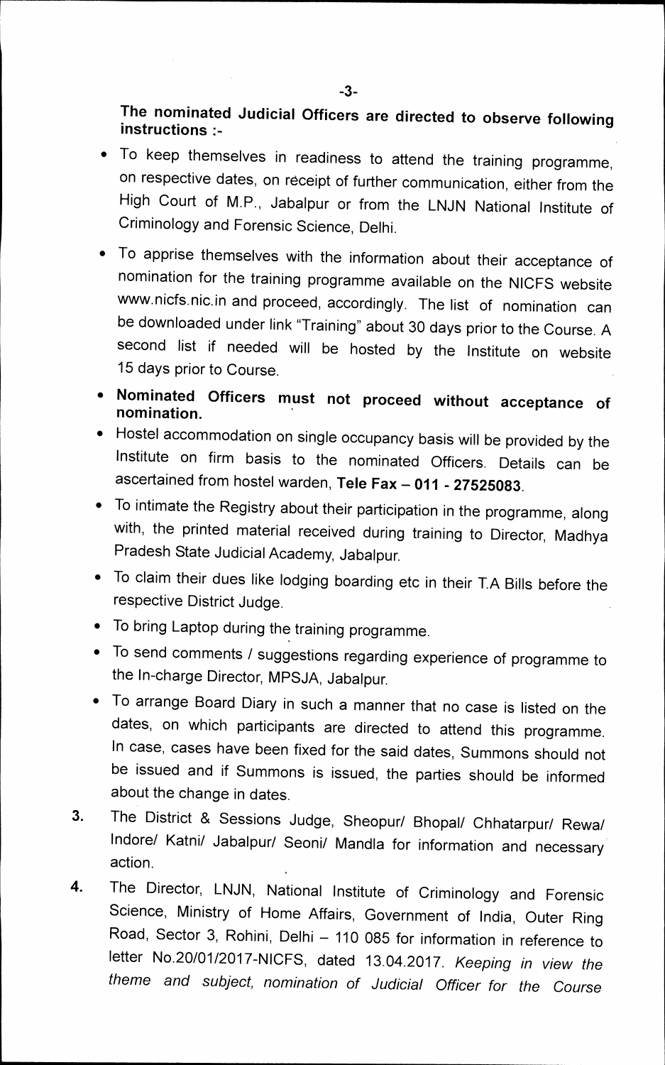**The nominated Judicial Officers are directed to observe following instructions :-**

- To keep themselves in readiness to attend the training programme, on respective dates, on receipt of further communication, either from the High Court of M.P., Jabalpur or from the LNJN National Institute of Criminology and Forensic Science, Delhi.
- To apprise themselves with the information about their acceptance of nomination for the training programme available on the NICFS website www.nicfs.nic.in and proceed, accordingly. The list of nomination can be downloaded under link "Training" about 30 days prior to the Course. A second list if needed will be hosted by the Institute on website 15 days prior to Course.
- **Nominated Officers must not proceed without acceptance of nomination.**
- Hostel accommodation on single occupancy basis will be provided by the Institute on firm basis to the nominated Officers. Details can be ascertained from hostel warden, **Tele Fax – 011 - 27525083**.
- To intimate the Registry about their participation in the programme, along with, the printed material received during training to Director, Madhya Pradesh State Judicial Academy, Jabalpur.
- To claim their dues like lodging boarding etc in their T.A Bills before the respective District Judge.
- To bring Laptop during the training programme.
- To send comments / suggestions regarding experience of programme to the In-charge Director, MPSJA, Jabalpur.
- To arrange Board Diary in such a manner that no case is listed on the dates, on which participants are directed to attend this programme. In case, cases have been fixed for the said dates, Summons should not be issued and if Summons is issued, the parties should be informed about the change in dates.

3. The District & Sessions Judge, Sheopur/ Bhopal/ Chhatarpur/ Rewa/ Indore/ Katni/ Jabalpur/ Seoni/ Mandla for information and necessary action.

4. The Director, LNJN, National Institute of Criminology and Forensic Science, Ministry of Home Affairs, Government of India, Outer Ring Road, Sector 3, Rohini, Delhi – 110 085 for information in reference to letter No.20/01/2017-NICFS, dated 13.04.2017. *Keeping in view the theme and subject, nomination of Judicial Officer for the Course*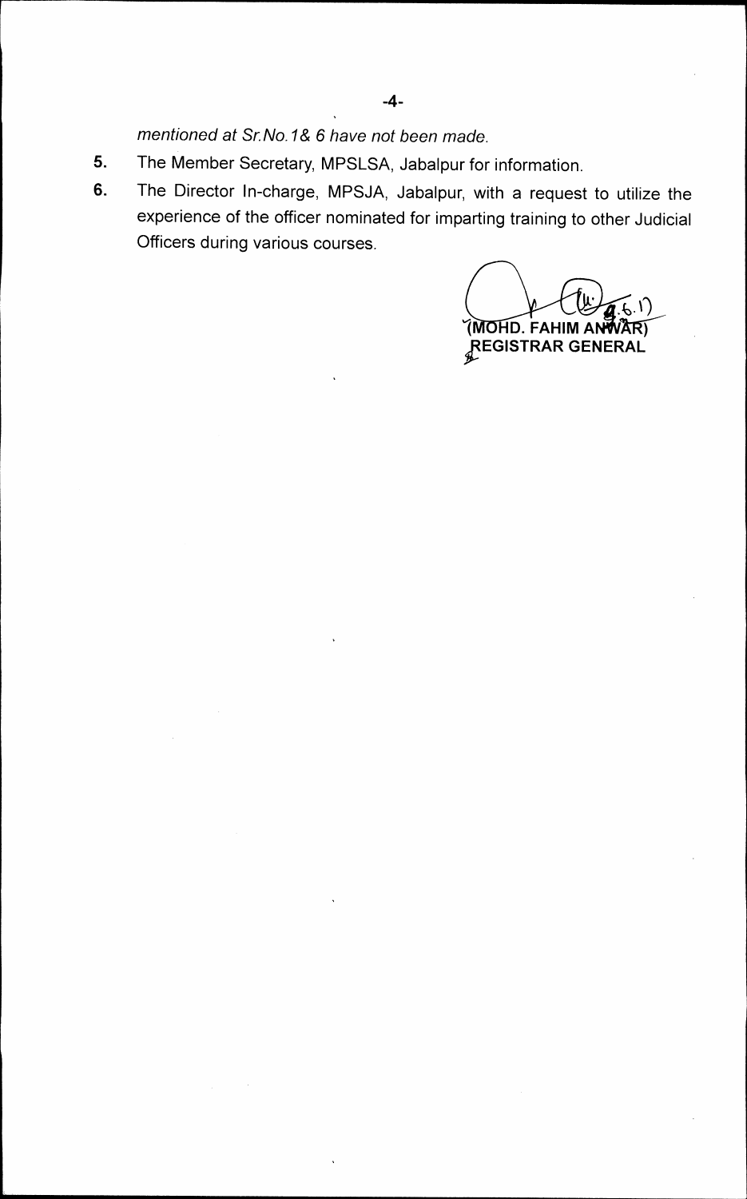*mentioned at Sr.No.1& 6 have not been made.*

5. The Member Secretary, MPSLSA, Jabalpur for information.
6. The Director In-charge, MPSJA, Jabalpur, with a request to utilize the experience of the officer nominated for imparting training to other Judicial Officers during various courses.

**(MOHD. FAHIM ANWAR)**
**REGISTRAR GENERAL**